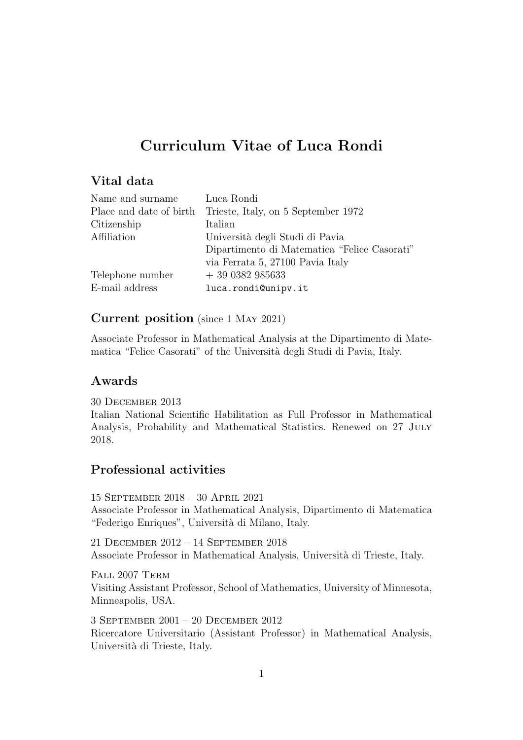# Curriculum Vitae of Luca Rondi

## Vital data

| | |
|---|---|
| Name and surname | Luca Rondi |
| Place and date of birth | Trieste, Italy, on 5 September 1972 |
| Citizenship | Italian |
| Affiliation | Università degli Studi di Pavia<br>Dipartimento di Matematica "Felice Casorati"<br>via Ferrata 5, 27100 Pavia Italy |
| Telephone number | + 39 0382 985633 |
| E-mail address | `luca.rondi@unipv.it` |

## Current position (since 1 May 2021)

Associate Professor in Mathematical Analysis at the Dipartimento di Matematica "Felice Casorati" of the Università degli Studi di Pavia, Italy.

## Awards

30 December 2013
Italian National Scientific Habilitation as Full Professor in Mathematical Analysis, Probability and Mathematical Statistics. Renewed on 27 July 2018.

## Professional activities

15 September 2018 – 30 April 2021
Associate Professor in Mathematical Analysis, Dipartimento di Matematica "Federigo Enriques", Università di Milano, Italy.

21 December 2012 – 14 September 2018
Associate Professor in Mathematical Analysis, Università di Trieste, Italy.

Fall 2007 Term
Visiting Assistant Professor, School of Mathematics, University of Minnesota, Minneapolis, USA.

3 September 2001 – 20 December 2012
Ricercatore Universitario (Assistant Professor) in Mathematical Analysis, Università di Trieste, Italy.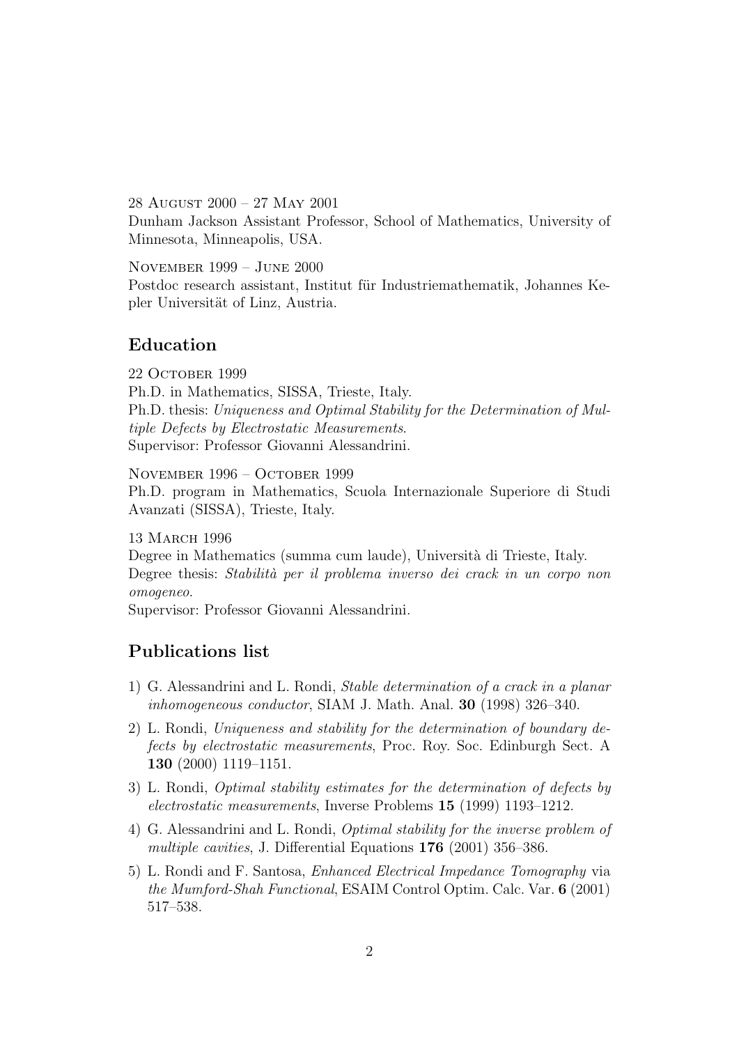28 August 2000 – 27 May 2001
Dunham Jackson Assistant Professor, School of Mathematics, University of Minnesota, Minneapolis, USA.

November 1999 – June 2000
Postdoc research assistant, Institut für Industriemathematik, Johannes Kepler Universität of Linz, Austria.

## Education

22 October 1999
Ph.D. in Mathematics, SISSA, Trieste, Italy.
Ph.D. thesis: *Uniqueness and Optimal Stability for the Determination of Multiple Defects by Electrostatic Measurements*.
Supervisor: Professor Giovanni Alessandrini.

November 1996 – October 1999
Ph.D. program in Mathematics, Scuola Internazionale Superiore di Studi Avanzati (SISSA), Trieste, Italy.

13 March 1996
Degree in Mathematics (summa cum laude), Università di Trieste, Italy.
Degree thesis: *Stabilità per il problema inverso dei crack in un corpo non omogeneo*.
Supervisor: Professor Giovanni Alessandrini.

## Publications list

1) G. Alessandrini and L. Rondi, *Stable determination of a crack in a planar inhomogeneous conductor*, SIAM J. Math. Anal. **30** (1998) 326–340.
2) L. Rondi, *Uniqueness and stability for the determination of boundary defects by electrostatic measurements*, Proc. Roy. Soc. Edinburgh Sect. A **130** (2000) 1119–1151.
3) L. Rondi, *Optimal stability estimates for the determination of defects by electrostatic measurements*, Inverse Problems **15** (1999) 1193–1212.
4) G. Alessandrini and L. Rondi, *Optimal stability for the inverse problem of multiple cavities*, J. Differential Equations **176** (2001) 356–386.
5) L. Rondi and F. Santosa, *Enhanced Electrical Impedance Tomography* via *the Mumford-Shah Functional*, ESAIM Control Optim. Calc. Var. **6** (2001) 517–538.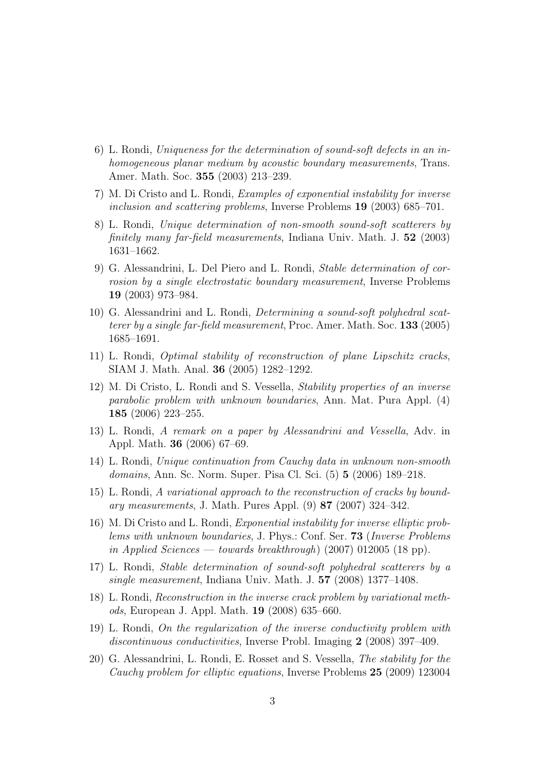6) L. Rondi, *Uniqueness for the determination of sound-soft defects in an inhomogeneous planar medium by acoustic boundary measurements*, Trans. Amer. Math. Soc. **355** (2003) 213–239.

7) M. Di Cristo and L. Rondi, *Examples of exponential instability for inverse inclusion and scattering problems*, Inverse Problems **19** (2003) 685–701.

8) L. Rondi, *Unique determination of non-smooth sound-soft scatterers by finitely many far-field measurements*, Indiana Univ. Math. J. **52** (2003) 1631–1662.

9) G. Alessandrini, L. Del Piero and L. Rondi, *Stable determination of corrosion by a single electrostatic boundary measurement*, Inverse Problems **19** (2003) 973–984.

10) G. Alessandrini and L. Rondi, *Determining a sound-soft polyhedral scatterer by a single far-field measurement*, Proc. Amer. Math. Soc. **133** (2005) 1685–1691.

11) L. Rondi, *Optimal stability of reconstruction of plane Lipschitz cracks*, SIAM J. Math. Anal. **36** (2005) 1282–1292.

12) M. Di Cristo, L. Rondi and S. Vessella, *Stability properties of an inverse parabolic problem with unknown boundaries*, Ann. Mat. Pura Appl. (4) **185** (2006) 223–255.

13) L. Rondi, *A remark on a paper by Alessandrini and Vessella*, Adv. in Appl. Math. **36** (2006) 67–69.

14) L. Rondi, *Unique continuation from Cauchy data in unknown non-smooth domains*, Ann. Sc. Norm. Super. Pisa Cl. Sci. (5) **5** (2006) 189–218.

15) L. Rondi, *A variational approach to the reconstruction of cracks by boundary measurements*, J. Math. Pures Appl. (9) **87** (2007) 324–342.

16) M. Di Cristo and L. Rondi, *Exponential instability for inverse elliptic problems with unknown boundaries*, J. Phys.: Conf. Ser. **73** (*Inverse Problems in Applied Sciences — towards breakthrough*) (2007) 012005 (18 pp).

17) L. Rondi, *Stable determination of sound-soft polyhedral scatterers by a single measurement*, Indiana Univ. Math. J. **57** (2008) 1377–1408.

18) L. Rondi, *Reconstruction in the inverse crack problem by variational methods*, European J. Appl. Math. **19** (2008) 635–660.

19) L. Rondi, *On the regularization of the inverse conductivity problem with discontinuous conductivities*, Inverse Probl. Imaging **2** (2008) 397–409.

20) G. Alessandrini, L. Rondi, E. Rosset and S. Vessella, *The stability for the Cauchy problem for elliptic equations*, Inverse Problems **25** (2009) 123004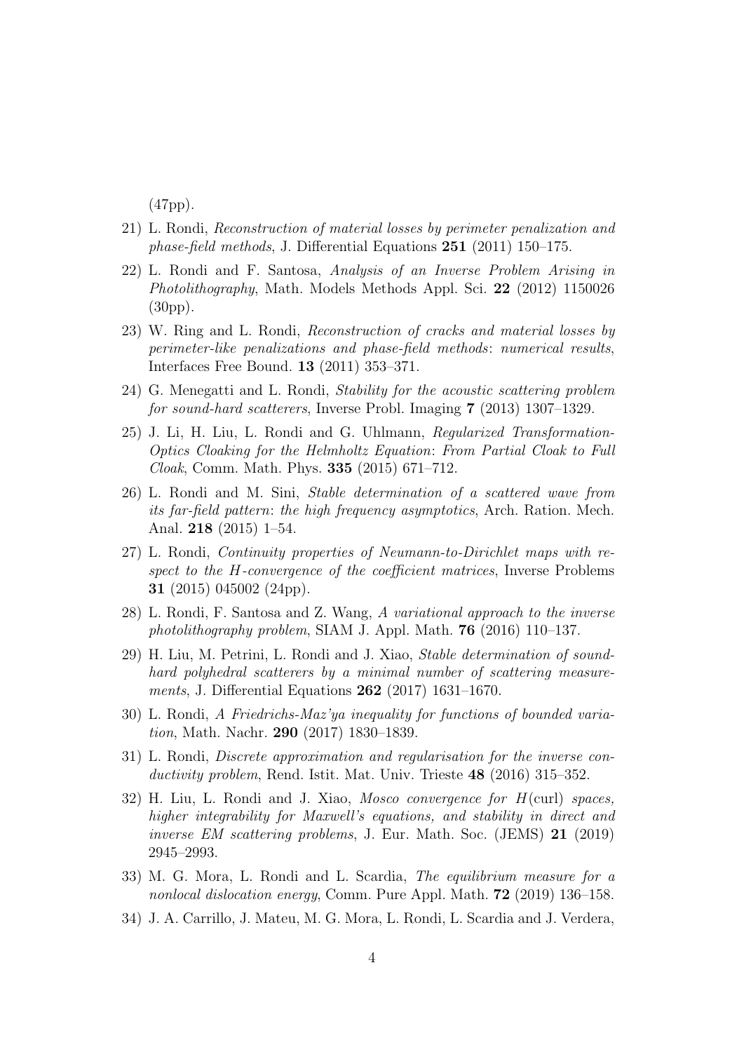(47pp).

21) L. Rondi, *Reconstruction of material losses by perimeter penalization and phase-field methods*, J. Differential Equations **251** (2011) 150–175.

22) L. Rondi and F. Santosa, *Analysis of an Inverse Problem Arising in Photolithography*, Math. Models Methods Appl. Sci. **22** (2012) 1150026 (30pp).

23) W. Ring and L. Rondi, *Reconstruction of cracks and material losses by perimeter-like penalizations and phase-field methods*: *numerical results*, Interfaces Free Bound. **13** (2011) 353–371.

24) G. Menegatti and L. Rondi, *Stability for the acoustic scattering problem for sound-hard scatterers*, Inverse Probl. Imaging **7** (2013) 1307–1329.

25) J. Li, H. Liu, L. Rondi and G. Uhlmann, *Regularized Transformation-Optics Cloaking for the Helmholtz Equation*: *From Partial Cloak to Full Cloak*, Comm. Math. Phys. **335** (2015) 671–712.

26) L. Rondi and M. Sini, *Stable determination of a scattered wave from its far-field pattern*: *the high frequency asymptotics*, Arch. Ration. Mech. Anal. **218** (2015) 1–54.

27) L. Rondi, *Continuity properties of Neumann-to-Dirichlet maps with respect to the $H$-convergence of the coefficient matrices*, Inverse Problems **31** (2015) 045002 (24pp).

28) L. Rondi, F. Santosa and Z. Wang, *A variational approach to the inverse photolithography problem*, SIAM J. Appl. Math. **76** (2016) 110–137.

29) H. Liu, M. Petrini, L. Rondi and J. Xiao, *Stable determination of sound-hard polyhedral scatterers by a minimal number of scattering measurements*, J. Differential Equations **262** (2017) 1631–1670.

30) L. Rondi, *A Friedrichs-Maz'ya inequality for functions of bounded variation*, Math. Nachr. **290** (2017) 1830–1839.

31) L. Rondi, *Discrete approximation and regularisation for the inverse conductivity problem*, Rend. Istit. Mat. Univ. Trieste **48** (2016) 315–352.

32) H. Liu, L. Rondi and J. Xiao, *Mosco convergence for $H(\mathrm{curl})$ spaces, higher integrability for Maxwell's equations, and stability in direct and inverse EM scattering problems*, J. Eur. Math. Soc. (JEMS) **21** (2019) 2945–2993.

33) M. G. Mora, L. Rondi and L. Scardia, *The equilibrium measure for a nonlocal dislocation energy*, Comm. Pure Appl. Math. **72** (2019) 136–158.

34) J. A. Carrillo, J. Mateu, M. G. Mora, L. Rondi, L. Scardia and J. Verdera,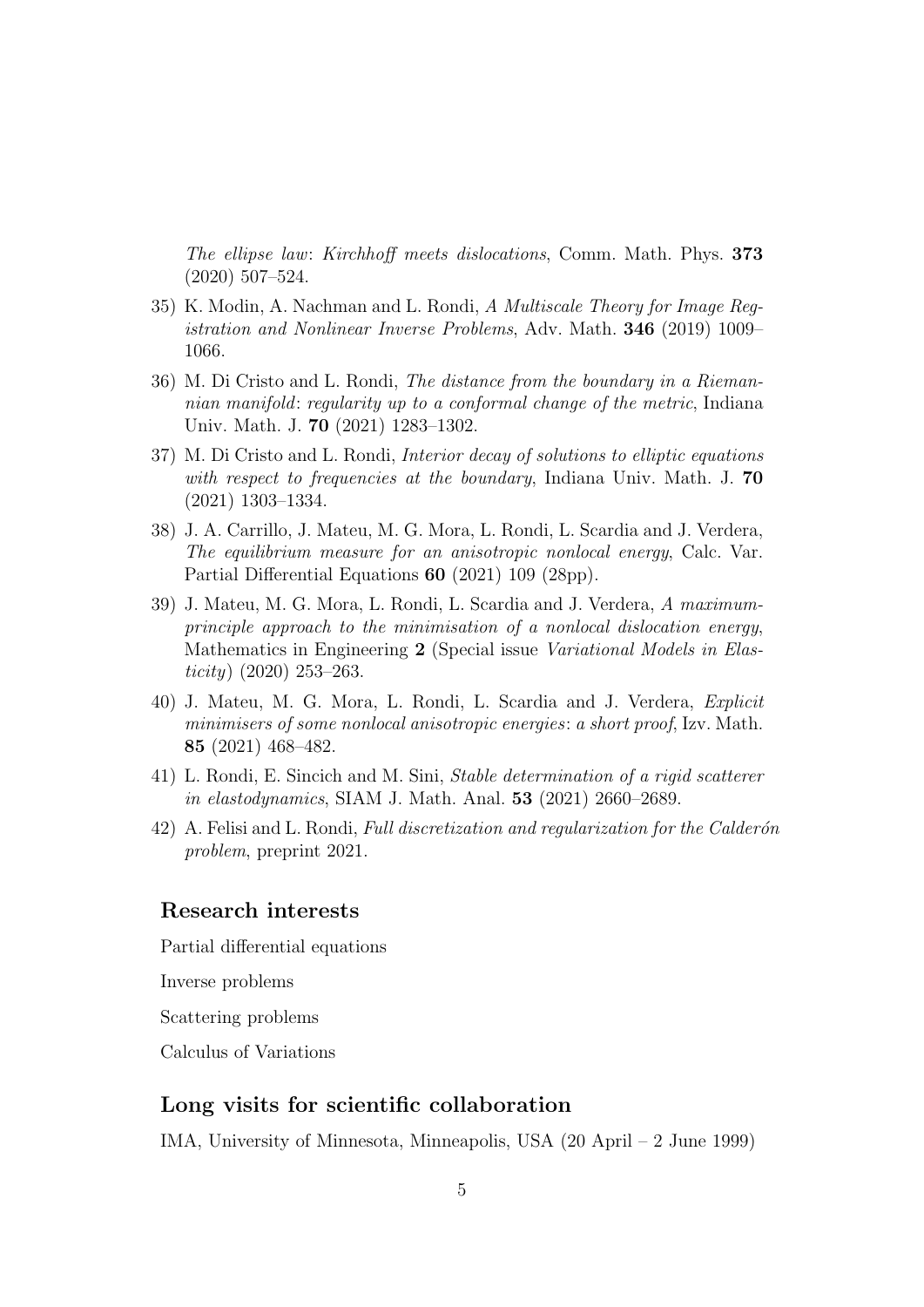*The ellipse law*: *Kirchhoff meets dislocations*, Comm. Math. Phys. **373** (2020) 507–524.

35) K. Modin, A. Nachman and L. Rondi, *A Multiscale Theory for Image Registration and Nonlinear Inverse Problems*, Adv. Math. **346** (2019) 1009–1066.

36) M. Di Cristo and L. Rondi, *The distance from the boundary in a Riemannian manifold*: *regularity up to a conformal change of the metric*, Indiana Univ. Math. J. **70** (2021) 1283–1302.

37) M. Di Cristo and L. Rondi, *Interior decay of solutions to elliptic equations with respect to frequencies at the boundary*, Indiana Univ. Math. J. **70** (2021) 1303–1334.

38) J. A. Carrillo, J. Mateu, M. G. Mora, L. Rondi, L. Scardia and J. Verdera, *The equilibrium measure for an anisotropic nonlocal energy*, Calc. Var. Partial Differential Equations **60** (2021) 109 (28pp).

39) J. Mateu, M. G. Mora, L. Rondi, L. Scardia and J. Verdera, *A maximum-principle approach to the minimisation of a nonlocal dislocation energy*, Mathematics in Engineering **2** (Special issue *Variational Models in Elasticity*) (2020) 253–263.

40) J. Mateu, M. G. Mora, L. Rondi, L. Scardia and J. Verdera, *Explicit minimisers of some nonlocal anisotropic energies*: *a short proof*, Izv. Math. **85** (2021) 468–482.

41) L. Rondi, E. Sincich and M. Sini, *Stable determination of a rigid scatterer in elastodynamics*, SIAM J. Math. Anal. **53** (2021) 2660–2689.

42) A. Felisi and L. Rondi, *Full discretization and regularization for the Calderón problem*, preprint 2021.

## Research interests

Partial differential equations

Inverse problems

Scattering problems

Calculus of Variations

## Long visits for scientific collaboration

IMA, University of Minnesota, Minneapolis, USA (20 April – 2 June 1999)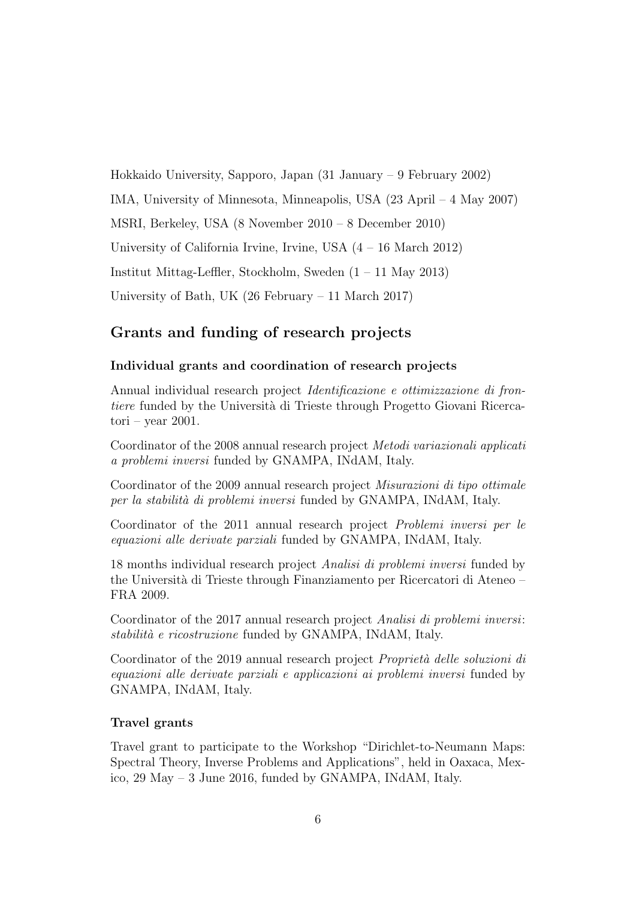Hokkaido University, Sapporo, Japan (31 January – 9 February 2002)

IMA, University of Minnesota, Minneapolis, USA (23 April – 4 May 2007)

MSRI, Berkeley, USA (8 November 2010 – 8 December 2010)

University of California Irvine, Irvine, USA (4 – 16 March 2012)

Institut Mittag-Leffler, Stockholm, Sweden (1 – 11 May 2013)

University of Bath, UK (26 February – 11 March 2017)

## Grants and funding of research projects

### Individual grants and coordination of research projects

Annual individual research project *Identificazione e ottimizzazione di frontiere* funded by the Università di Trieste through Progetto Giovani Ricercatori – year 2001.

Coordinator of the 2008 annual research project *Metodi variazionali applicati a problemi inversi* funded by GNAMPA, INdAM, Italy.

Coordinator of the 2009 annual research project *Misurazioni di tipo ottimale per la stabilità di problemi inversi* funded by GNAMPA, INdAM, Italy.

Coordinator of the 2011 annual research project *Problemi inversi per le equazioni alle derivate parziali* funded by GNAMPA, INdAM, Italy.

18 months individual research project *Analisi di problemi inversi* funded by the Università di Trieste through Finanziamento per Ricercatori di Ateneo – FRA 2009.

Coordinator of the 2017 annual research project *Analisi di problemi inversi: stabilità e ricostruzione* funded by GNAMPA, INdAM, Italy.

Coordinator of the 2019 annual research project *Proprietà delle soluzioni di equazioni alle derivate parziali e applicazioni ai problemi inversi* funded by GNAMPA, INdAM, Italy.

### Travel grants

Travel grant to participate to the Workshop "Dirichlet-to-Neumann Maps: Spectral Theory, Inverse Problems and Applications", held in Oaxaca, Mexico, 29 May – 3 June 2016, funded by GNAMPA, INdAM, Italy.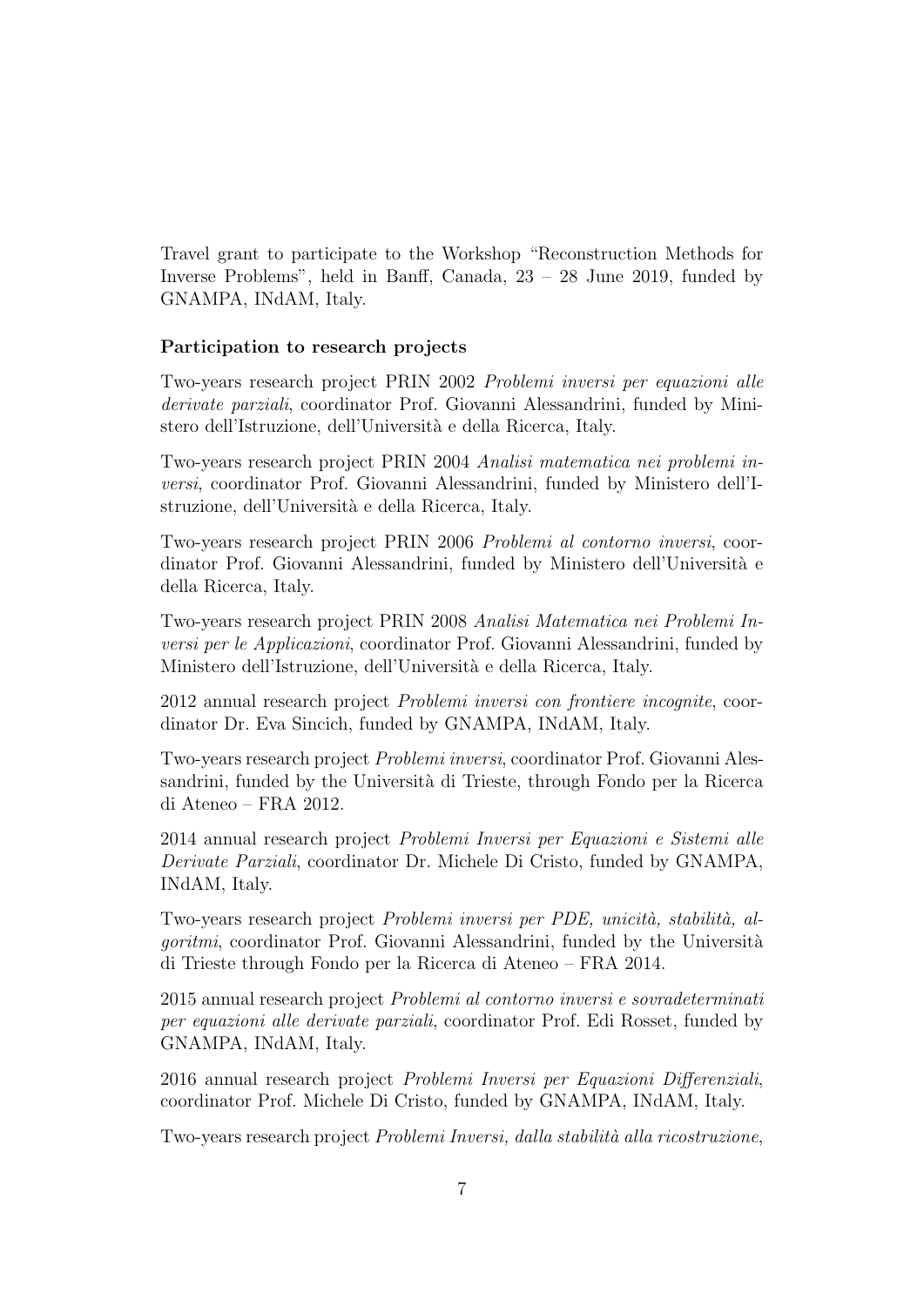Travel grant to participate to the Workshop "Reconstruction Methods for Inverse Problems", held in Banff, Canada, 23 – 28 June 2019, funded by GNAMPA, INdAM, Italy.

**Participation to research projects**

Two-years research project PRIN 2002 *Problemi inversi per equazioni alle derivate parziali*, coordinator Prof. Giovanni Alessandrini, funded by Ministero dell'Istruzione, dell'Università e della Ricerca, Italy.

Two-years research project PRIN 2004 *Analisi matematica nei problemi inversi*, coordinator Prof. Giovanni Alessandrini, funded by Ministero dell'Istruzione, dell'Università e della Ricerca, Italy.

Two-years research project PRIN 2006 *Problemi al contorno inversi*, coordinator Prof. Giovanni Alessandrini, funded by Ministero dell'Università e della Ricerca, Italy.

Two-years research project PRIN 2008 *Analisi Matematica nei Problemi Inversi per le Applicazioni*, coordinator Prof. Giovanni Alessandrini, funded by Ministero dell'Istruzione, dell'Università e della Ricerca, Italy.

2012 annual research project *Problemi inversi con frontiere incognite*, coordinator Dr. Eva Sincich, funded by GNAMPA, INdAM, Italy.

Two-years research project *Problemi inversi*, coordinator Prof. Giovanni Alessandrini, funded by the Università di Trieste, through Fondo per la Ricerca di Ateneo – FRA 2012.

2014 annual research project *Problemi Inversi per Equazioni e Sistemi alle Derivate Parziali*, coordinator Dr. Michele Di Cristo, funded by GNAMPA, INdAM, Italy.

Two-years research project *Problemi inversi per PDE, unicità, stabilità, algoritmi*, coordinator Prof. Giovanni Alessandrini, funded by the Università di Trieste through Fondo per la Ricerca di Ateneo – FRA 2014.

2015 annual research project *Problemi al contorno inversi e sovradeterminati per equazioni alle derivate parziali*, coordinator Prof. Edi Rosset, funded by GNAMPA, INdAM, Italy.

2016 annual research project *Problemi Inversi per Equazioni Differenziali*, coordinator Prof. Michele Di Cristo, funded by GNAMPA, INdAM, Italy.

Two-years research project *Problemi Inversi, dalla stabilità alla ricostruzione*,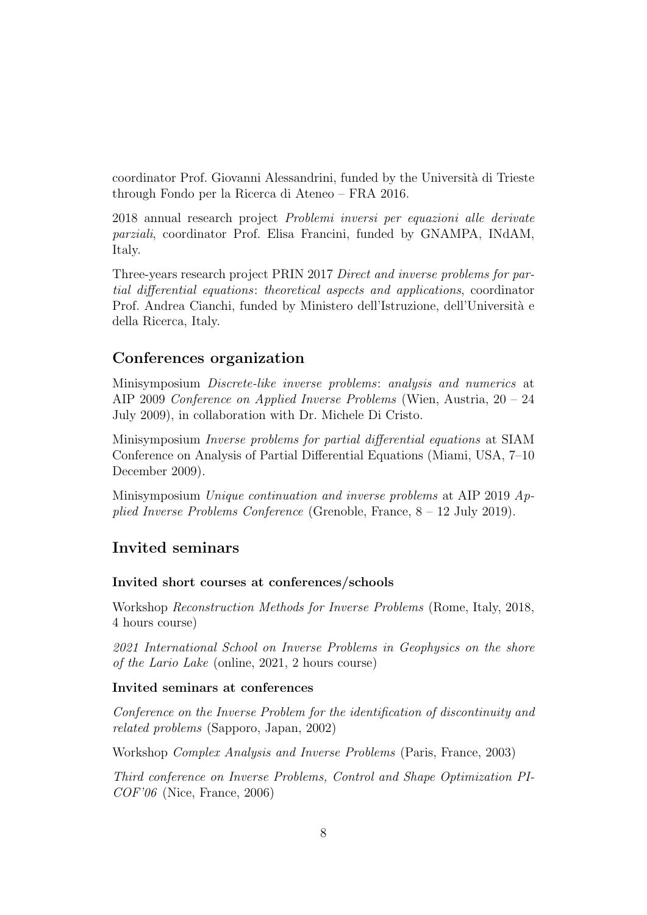coordinator Prof. Giovanni Alessandrini, funded by the Università di Trieste through Fondo per la Ricerca di Ateneo – FRA 2016.

2018 annual research project *Problemi inversi per equazioni alle derivate parziali*, coordinator Prof. Elisa Francini, funded by GNAMPA, INdAM, Italy.

Three-years research project PRIN 2017 *Direct and inverse problems for partial differential equations: theoretical aspects and applications*, coordinator Prof. Andrea Cianchi, funded by Ministero dell'Istruzione, dell'Università e della Ricerca, Italy.

## Conferences organization

Minisymposium *Discrete-like inverse problems: analysis and numerics* at AIP 2009 *Conference on Applied Inverse Problems* (Wien, Austria, 20 – 24 July 2009), in collaboration with Dr. Michele Di Cristo.

Minisymposium *Inverse problems for partial differential equations* at SIAM Conference on Analysis of Partial Differential Equations (Miami, USA, 7–10 December 2009).

Minisymposium *Unique continuation and inverse problems* at AIP 2019 *Applied Inverse Problems Conference* (Grenoble, France, 8 – 12 July 2019).

## Invited seminars

### Invited short courses at conferences/schools

Workshop *Reconstruction Methods for Inverse Problems* (Rome, Italy, 2018, 4 hours course)

*2021 International School on Inverse Problems in Geophysics on the shore of the Lario Lake* (online, 2021, 2 hours course)

### Invited seminars at conferences

*Conference on the Inverse Problem for the identification of discontinuity and related problems* (Sapporo, Japan, 2002)

Workshop *Complex Analysis and Inverse Problems* (Paris, France, 2003)

*Third conference on Inverse Problems, Control and Shape Optimization PICOF'06* (Nice, France, 2006)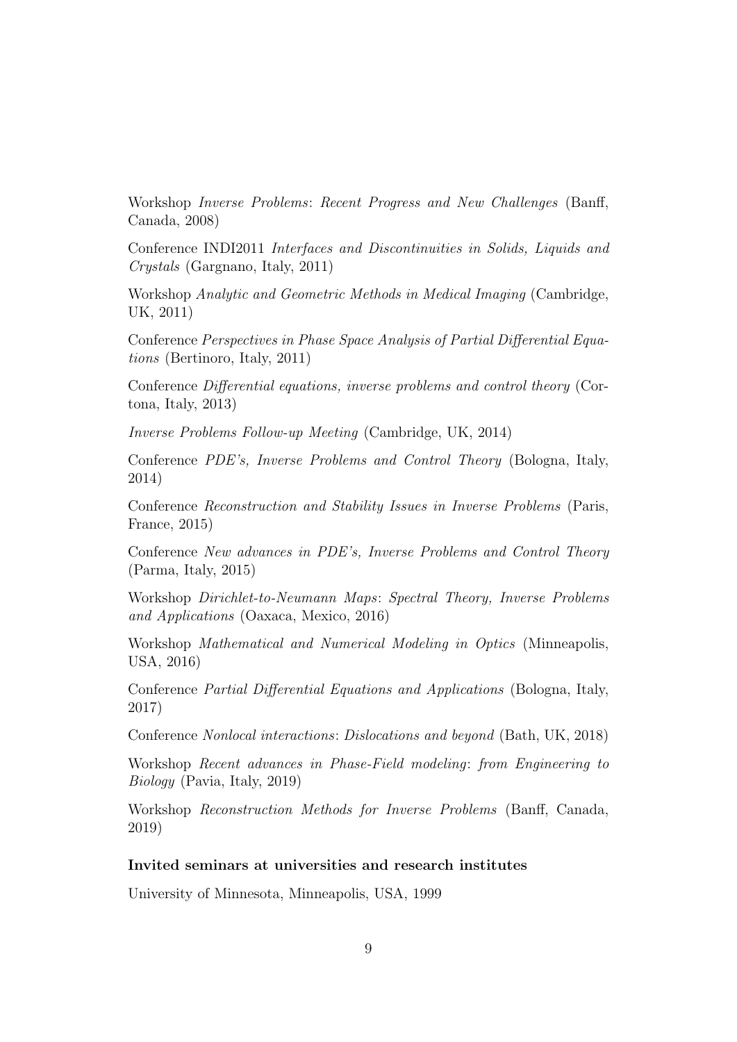Workshop *Inverse Problems: Recent Progress and New Challenges* (Banff, Canada, 2008)

Conference INDI2011 *Interfaces and Discontinuities in Solids, Liquids and Crystals* (Gargnano, Italy, 2011)

Workshop *Analytic and Geometric Methods in Medical Imaging* (Cambridge, UK, 2011)

Conference *Perspectives in Phase Space Analysis of Partial Differential Equations* (Bertinoro, Italy, 2011)

Conference *Differential equations, inverse problems and control theory* (Cortona, Italy, 2013)

*Inverse Problems Follow-up Meeting* (Cambridge, UK, 2014)

Conference *PDE's, Inverse Problems and Control Theory* (Bologna, Italy, 2014)

Conference *Reconstruction and Stability Issues in Inverse Problems* (Paris, France, 2015)

Conference *New advances in PDE's, Inverse Problems and Control Theory* (Parma, Italy, 2015)

Workshop *Dirichlet-to-Neumann Maps: Spectral Theory, Inverse Problems and Applications* (Oaxaca, Mexico, 2016)

Workshop *Mathematical and Numerical Modeling in Optics* (Minneapolis, USA, 2016)

Conference *Partial Differential Equations and Applications* (Bologna, Italy, 2017)

Conference *Nonlocal interactions: Dislocations and beyond* (Bath, UK, 2018)

Workshop *Recent advances in Phase-Field modeling: from Engineering to Biology* (Pavia, Italy, 2019)

Workshop *Reconstruction Methods for Inverse Problems* (Banff, Canada, 2019)

**Invited seminars at universities and research institutes**

University of Minnesota, Minneapolis, USA, 1999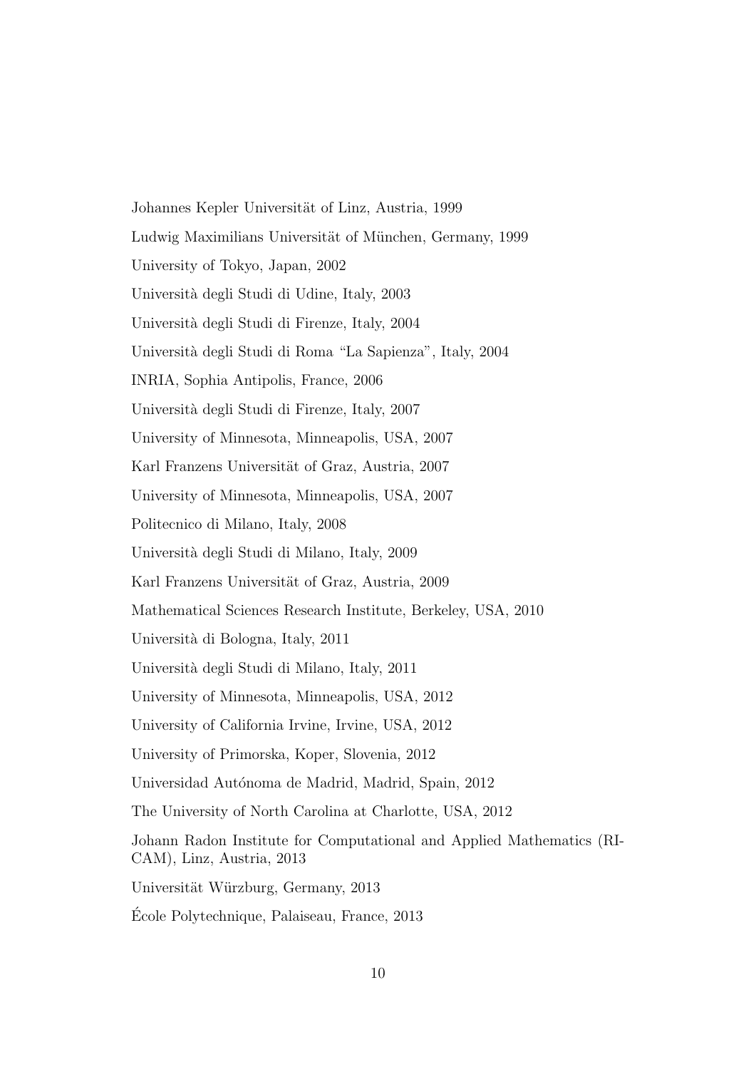Johannes Kepler Universität of Linz, Austria, 1999

Ludwig Maximilians Universität of München, Germany, 1999

University of Tokyo, Japan, 2002

Università degli Studi di Udine, Italy, 2003

Università degli Studi di Firenze, Italy, 2004

Università degli Studi di Roma "La Sapienza", Italy, 2004

INRIA, Sophia Antipolis, France, 2006

Università degli Studi di Firenze, Italy, 2007

University of Minnesota, Minneapolis, USA, 2007

Karl Franzens Universität of Graz, Austria, 2007

University of Minnesota, Minneapolis, USA, 2007

Politecnico di Milano, Italy, 2008

Università degli Studi di Milano, Italy, 2009

Karl Franzens Universität of Graz, Austria, 2009

Mathematical Sciences Research Institute, Berkeley, USA, 2010

Università di Bologna, Italy, 2011

Università degli Studi di Milano, Italy, 2011

University of Minnesota, Minneapolis, USA, 2012

University of California Irvine, Irvine, USA, 2012

University of Primorska, Koper, Slovenia, 2012

Universidad Autónoma de Madrid, Madrid, Spain, 2012

The University of North Carolina at Charlotte, USA, 2012

Johann Radon Institute for Computational and Applied Mathematics (RICAM), Linz, Austria, 2013

Universität Würzburg, Germany, 2013

École Polytechnique, Palaiseau, France, 2013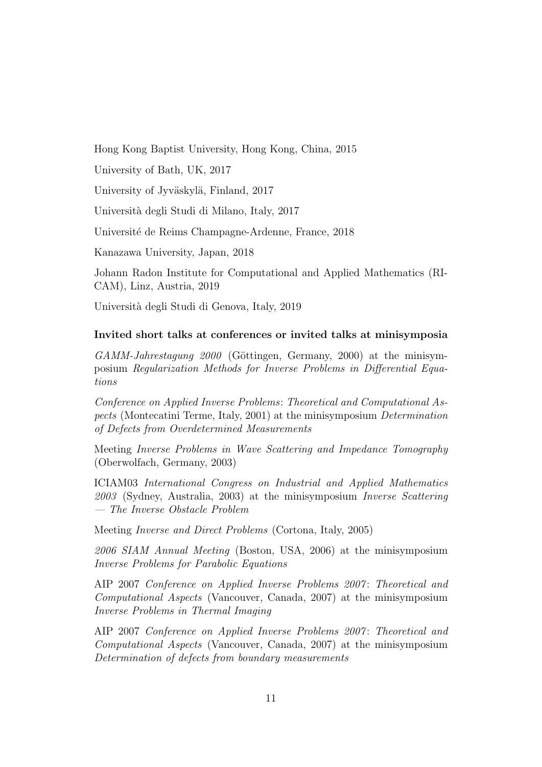Hong Kong Baptist University, Hong Kong, China, 2015

University of Bath, UK, 2017

University of Jyväskylä, Finland, 2017

Università degli Studi di Milano, Italy, 2017

Université de Reims Champagne-Ardenne, France, 2018

Kanazawa University, Japan, 2018

Johann Radon Institute for Computational and Applied Mathematics (RICAM), Linz, Austria, 2019

Università degli Studi di Genova, Italy, 2019

**Invited short talks at conferences or invited talks at minisymposia**

*GAMM-Jahrestagung 2000* (Göttingen, Germany, 2000) at the minisymposium *Regularization Methods for Inverse Problems in Differential Equations*

*Conference on Applied Inverse Problems*: *Theoretical and Computational Aspects* (Montecatini Terme, Italy, 2001) at the minisymposium *Determination of Defects from Overdetermined Measurements*

Meeting *Inverse Problems in Wave Scattering and Impedance Tomography* (Oberwolfach, Germany, 2003)

ICIAM03 *International Congress on Industrial and Applied Mathematics 2003* (Sydney, Australia, 2003) at the minisymposium *Inverse Scattering — The Inverse Obstacle Problem*

Meeting *Inverse and Direct Problems* (Cortona, Italy, 2005)

*2006 SIAM Annual Meeting* (Boston, USA, 2006) at the minisymposium *Inverse Problems for Parabolic Equations*

AIP 2007 *Conference on Applied Inverse Problems 2007*: *Theoretical and Computational Aspects* (Vancouver, Canada, 2007) at the minisymposium *Inverse Problems in Thermal Imaging*

AIP 2007 *Conference on Applied Inverse Problems 2007*: *Theoretical and Computational Aspects* (Vancouver, Canada, 2007) at the minisymposium *Determination of defects from boundary measurements*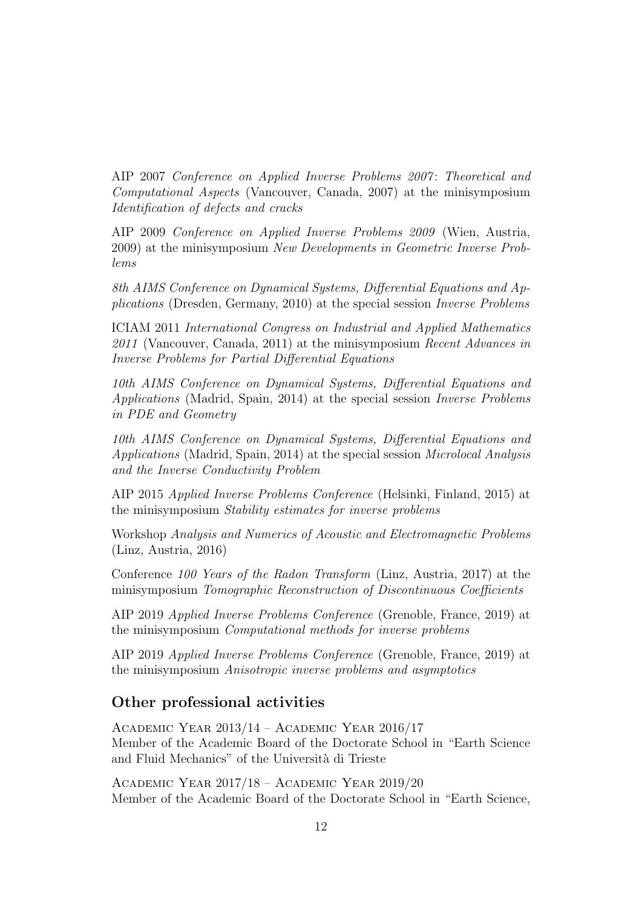AIP 2007 *Conference on Applied Inverse Problems 2007*: *Theoretical and Computational Aspects* (Vancouver, Canada, 2007) at the minisymposium *Identification of defects and cracks*

AIP 2009 *Conference on Applied Inverse Problems 2009* (Wien, Austria, 2009) at the minisymposium *New Developments in Geometric Inverse Problems*

*8th AIMS Conference on Dynamical Systems, Differential Equations and Applications* (Dresden, Germany, 2010) at the special session *Inverse Problems*

ICIAM 2011 *International Congress on Industrial and Applied Mathematics 2011* (Vancouver, Canada, 2011) at the minisymposium *Recent Advances in Inverse Problems for Partial Differential Equations*

*10th AIMS Conference on Dynamical Systems, Differential Equations and Applications* (Madrid, Spain, 2014) at the special session *Inverse Problems in PDE and Geometry*

*10th AIMS Conference on Dynamical Systems, Differential Equations and Applications* (Madrid, Spain, 2014) at the special session *Microlocal Analysis and the Inverse Conductivity Problem*

AIP 2015 *Applied Inverse Problems Conference* (Helsinki, Finland, 2015) at the minisymposium *Stability estimates for inverse problems*

Workshop *Analysis and Numerics of Acoustic and Electromagnetic Problems* (Linz, Austria, 2016)

Conference *100 Years of the Radon Transform* (Linz, Austria, 2017) at the minisymposium *Tomographic Reconstruction of Discontinuous Coefficients*

AIP 2019 *Applied Inverse Problems Conference* (Grenoble, France, 2019) at the minisymposium *Computational methods for inverse problems*

AIP 2019 *Applied Inverse Problems Conference* (Grenoble, France, 2019) at the minisymposium *Anisotropic inverse problems and asymptotics*

## Other professional activities

Academic Year 2013/14 – Academic Year 2016/17
Member of the Academic Board of the Doctorate School in "Earth Science and Fluid Mechanics" of the Università di Trieste

Academic Year 2017/18 – Academic Year 2019/20
Member of the Academic Board of the Doctorate School in "Earth Science,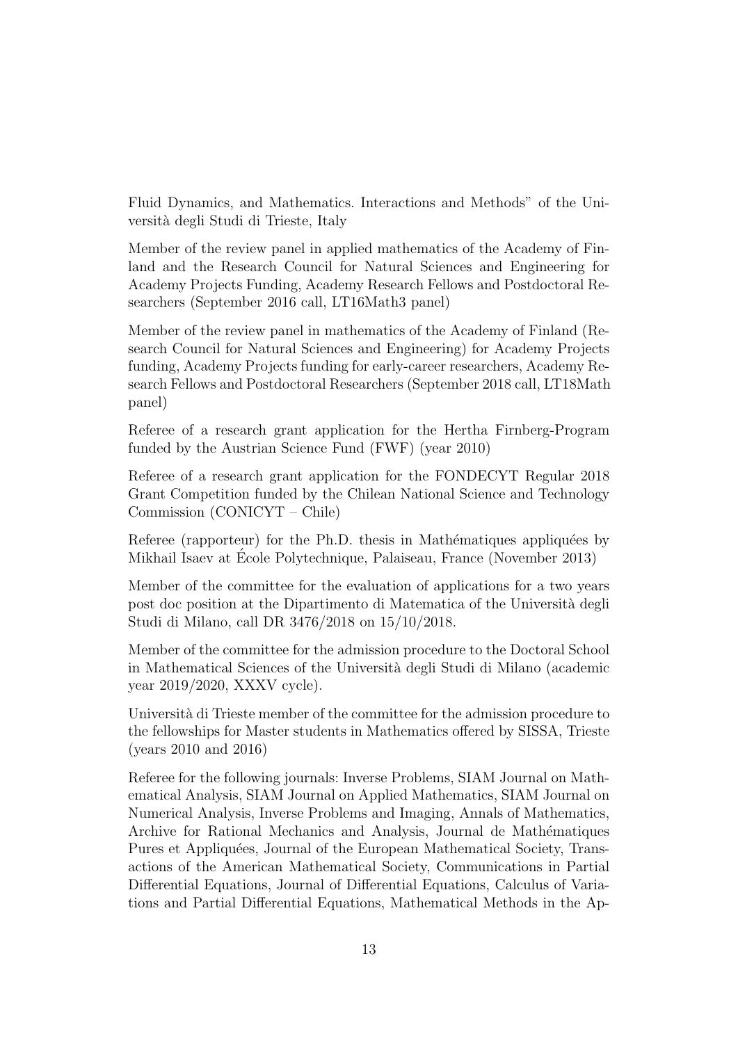Fluid Dynamics, and Mathematics. Interactions and Methods" of the Università degli Studi di Trieste, Italy

Member of the review panel in applied mathematics of the Academy of Finland and the Research Council for Natural Sciences and Engineering for Academy Projects Funding, Academy Research Fellows and Postdoctoral Researchers (September 2016 call, LT16Math3 panel)

Member of the review panel in mathematics of the Academy of Finland (Research Council for Natural Sciences and Engineering) for Academy Projects funding, Academy Projects funding for early-career researchers, Academy Research Fellows and Postdoctoral Researchers (September 2018 call, LT18Math panel)

Referee of a research grant application for the Hertha Firnberg-Program funded by the Austrian Science Fund (FWF) (year 2010)

Referee of a research grant application for the FONDECYT Regular 2018 Grant Competition funded by the Chilean National Science and Technology Commission (CONICYT – Chile)

Referee (rapporteur) for the Ph.D. thesis in Mathématiques appliquées by Mikhail Isaev at École Polytechnique, Palaiseau, France (November 2013)

Member of the committee for the evaluation of applications for a two years post doc position at the Dipartimento di Matematica of the Università degli Studi di Milano, call DR 3476/2018 on 15/10/2018.

Member of the committee for the admission procedure to the Doctoral School in Mathematical Sciences of the Università degli Studi di Milano (academic year 2019/2020, XXXV cycle).

Università di Trieste member of the committee for the admission procedure to the fellowships for Master students in Mathematics offered by SISSA, Trieste (years 2010 and 2016)

Referee for the following journals: Inverse Problems, SIAM Journal on Mathematical Analysis, SIAM Journal on Applied Mathematics, SIAM Journal on Numerical Analysis, Inverse Problems and Imaging, Annals of Mathematics, Archive for Rational Mechanics and Analysis, Journal de Mathématiques Pures et Appliquées, Journal of the European Mathematical Society, Transactions of the American Mathematical Society, Communications in Partial Differential Equations, Journal of Differential Equations, Calculus of Variations and Partial Differential Equations, Mathematical Methods in the Ap-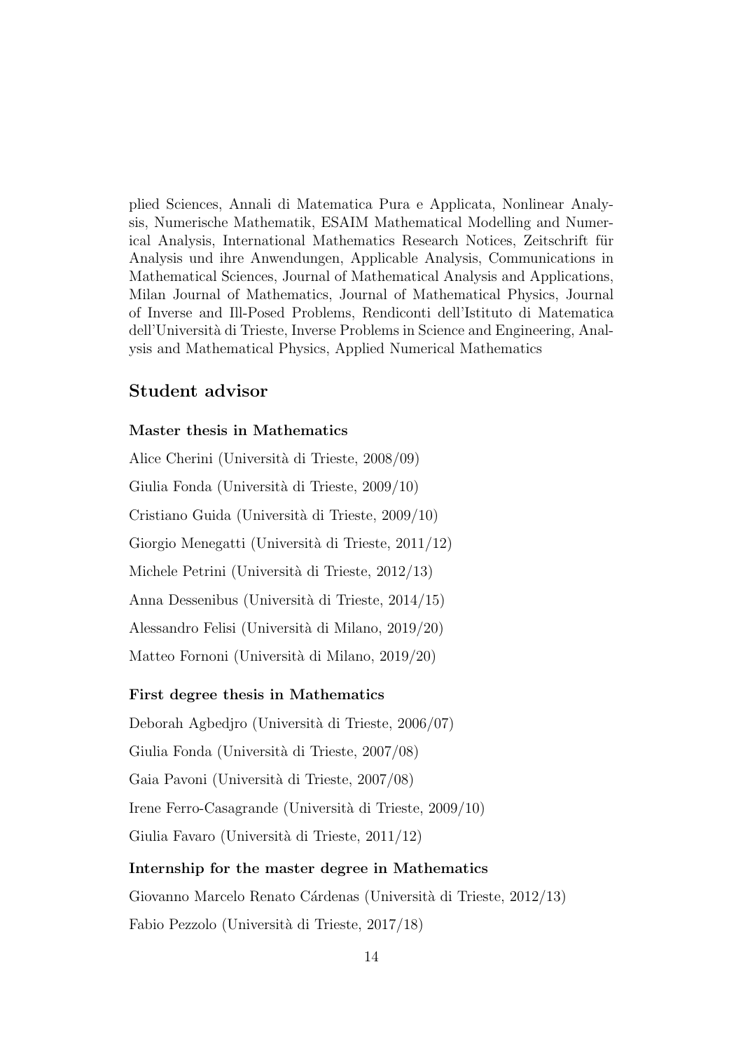plied Sciences, Annali di Matematica Pura e Applicata, Nonlinear Analysis, Numerische Mathematik, ESAIM Mathematical Modelling and Numerical Analysis, International Mathematics Research Notices, Zeitschrift für Analysis und ihre Anwendungen, Applicable Analysis, Communications in Mathematical Sciences, Journal of Mathematical Analysis and Applications, Milan Journal of Mathematics, Journal of Mathematical Physics, Journal of Inverse and Ill-Posed Problems, Rendiconti dell'Istituto di Matematica dell'Università di Trieste, Inverse Problems in Science and Engineering, Analysis and Mathematical Physics, Applied Numerical Mathematics

## Student advisor

### Master thesis in Mathematics

Alice Cherini (Università di Trieste, 2008/09)

Giulia Fonda (Università di Trieste, 2009/10)

Cristiano Guida (Università di Trieste, 2009/10)

Giorgio Menegatti (Università di Trieste, 2011/12)

Michele Petrini (Università di Trieste, 2012/13)

Anna Dessenibus (Università di Trieste, 2014/15)

Alessandro Felisi (Università di Milano, 2019/20)

Matteo Fornoni (Università di Milano, 2019/20)

### First degree thesis in Mathematics

Deborah Agbedjro (Università di Trieste, 2006/07)

Giulia Fonda (Università di Trieste, 2007/08)

Gaia Pavoni (Università di Trieste, 2007/08)

Irene Ferro-Casagrande (Università di Trieste, 2009/10)

Giulia Favaro (Università di Trieste, 2011/12)

### Internship for the master degree in Mathematics

Giovanno Marcelo Renato Cárdenas (Università di Trieste, 2012/13)

Fabio Pezzolo (Università di Trieste, 2017/18)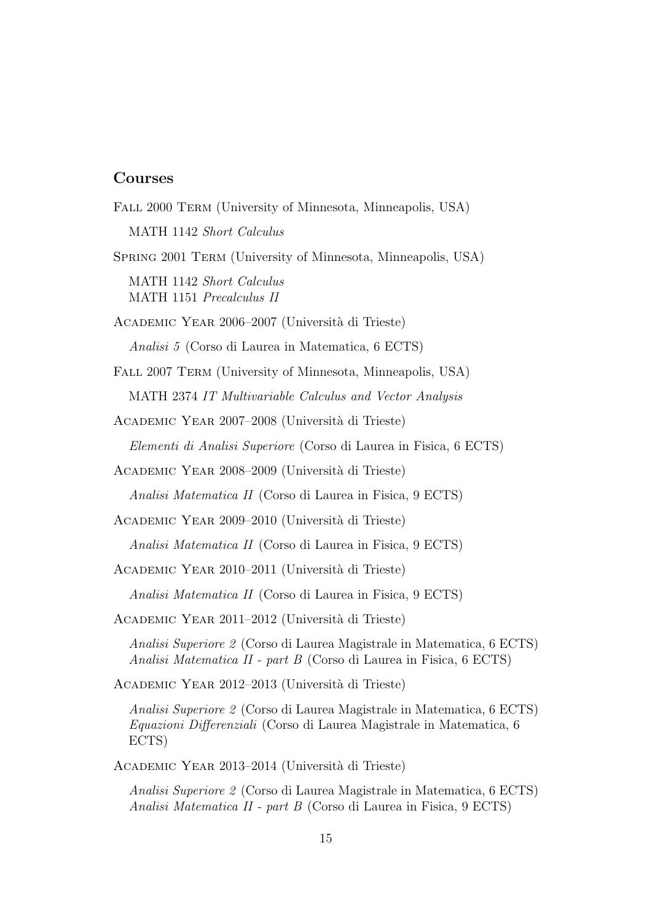## Courses

Fall 2000 Term (University of Minnesota, Minneapolis, USA)

MATH 1142 *Short Calculus*

Spring 2001 Term (University of Minnesota, Minneapolis, USA)

MATH 1142 *Short Calculus*
MATH 1151 *Precalculus II*

Academic Year 2006–2007 (Università di Trieste)

*Analisi 5* (Corso di Laurea in Matematica, 6 ECTS)

Fall 2007 Term (University of Minnesota, Minneapolis, USA)

MATH 2374 *IT Multivariable Calculus and Vector Analysis*

Academic Year 2007–2008 (Università di Trieste)

*Elementi di Analisi Superiore* (Corso di Laurea in Fisica, 6 ECTS)

Academic Year 2008–2009 (Università di Trieste)

*Analisi Matematica II* (Corso di Laurea in Fisica, 9 ECTS)

Academic Year 2009–2010 (Università di Trieste)

*Analisi Matematica II* (Corso di Laurea in Fisica, 9 ECTS)

Academic Year 2010–2011 (Università di Trieste)

*Analisi Matematica II* (Corso di Laurea in Fisica, 9 ECTS)

Academic Year 2011–2012 (Università di Trieste)

*Analisi Superiore 2* (Corso di Laurea Magistrale in Matematica, 6 ECTS)
*Analisi Matematica II - part B* (Corso di Laurea in Fisica, 6 ECTS)

Academic Year 2012–2013 (Università di Trieste)

*Analisi Superiore 2* (Corso di Laurea Magistrale in Matematica, 6 ECTS)
*Equazioni Differenziali* (Corso di Laurea Magistrale in Matematica, 6 ECTS)

Academic Year 2013–2014 (Università di Trieste)

*Analisi Superiore 2* (Corso di Laurea Magistrale in Matematica, 6 ECTS)
*Analisi Matematica II - part B* (Corso di Laurea in Fisica, 9 ECTS)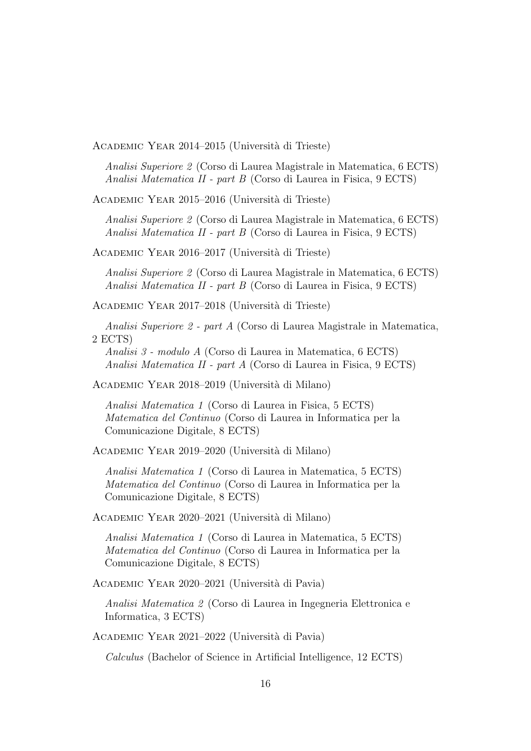ACADEMIC YEAR 2014–2015 (Università di Trieste)

*Analisi Superiore 2* (Corso di Laurea Magistrale in Matematica, 6 ECTS)
*Analisi Matematica II - part B* (Corso di Laurea in Fisica, 9 ECTS)

ACADEMIC YEAR 2015–2016 (Università di Trieste)

*Analisi Superiore 2* (Corso di Laurea Magistrale in Matematica, 6 ECTS)
*Analisi Matematica II - part B* (Corso di Laurea in Fisica, 9 ECTS)

ACADEMIC YEAR 2016–2017 (Università di Trieste)

*Analisi Superiore 2* (Corso di Laurea Magistrale in Matematica, 6 ECTS)
*Analisi Matematica II - part B* (Corso di Laurea in Fisica, 9 ECTS)

ACADEMIC YEAR 2017–2018 (Università di Trieste)

*Analisi Superiore 2 - part A* (Corso di Laurea Magistrale in Matematica, 2 ECTS)
*Analisi 3 - modulo A* (Corso di Laurea in Matematica, 6 ECTS)
*Analisi Matematica II - part A* (Corso di Laurea in Fisica, 9 ECTS)

ACADEMIC YEAR 2018–2019 (Università di Milano)

*Analisi Matematica 1* (Corso di Laurea in Fisica, 5 ECTS)
*Matematica del Continuo* (Corso di Laurea in Informatica per la Comunicazione Digitale, 8 ECTS)

ACADEMIC YEAR 2019–2020 (Università di Milano)

*Analisi Matematica 1* (Corso di Laurea in Matematica, 5 ECTS)
*Matematica del Continuo* (Corso di Laurea in Informatica per la Comunicazione Digitale, 8 ECTS)

ACADEMIC YEAR 2020–2021 (Università di Milano)

*Analisi Matematica 1* (Corso di Laurea in Matematica, 5 ECTS)
*Matematica del Continuo* (Corso di Laurea in Informatica per la Comunicazione Digitale, 8 ECTS)

ACADEMIC YEAR 2020–2021 (Università di Pavia)

*Analisi Matematica 2* (Corso di Laurea in Ingegneria Elettronica e Informatica, 3 ECTS)

ACADEMIC YEAR 2021–2022 (Università di Pavia)

*Calculus* (Bachelor of Science in Artificial Intelligence, 12 ECTS)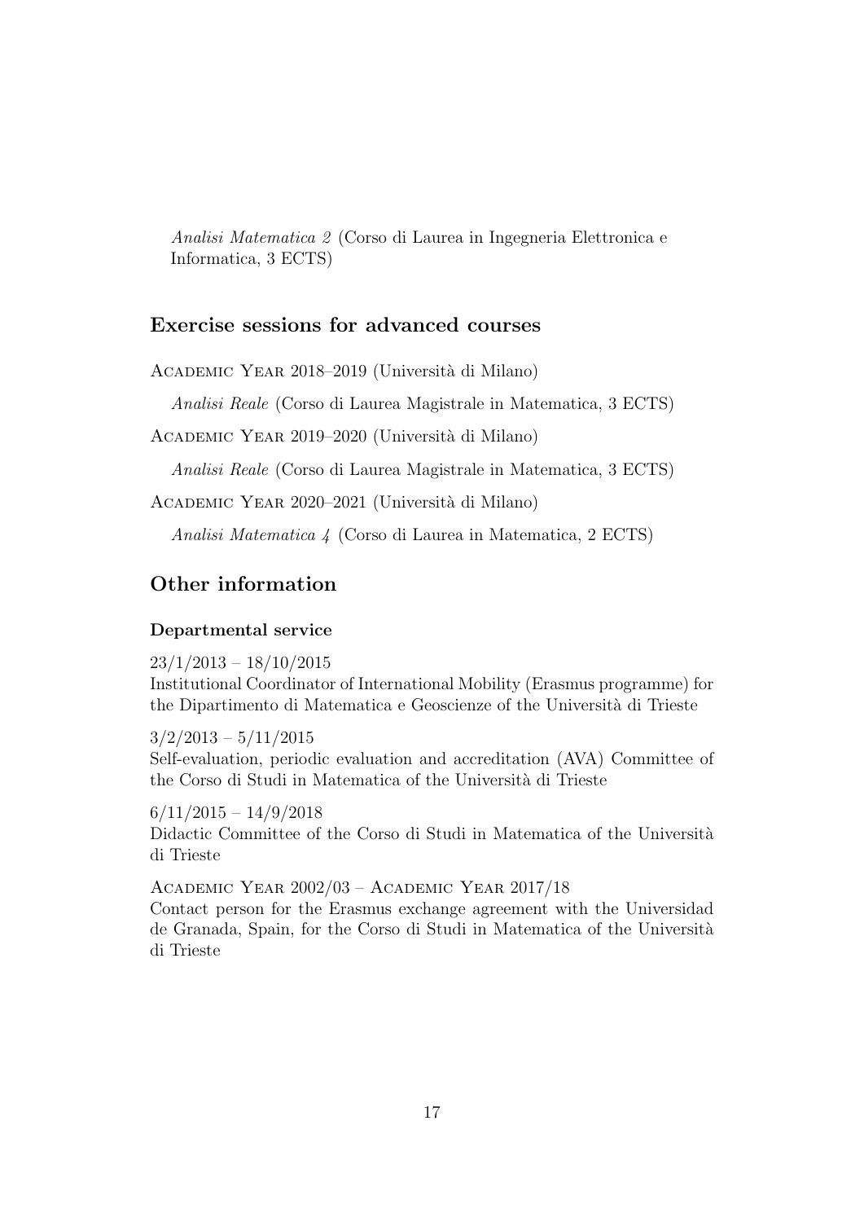*Analisi Matematica 2* (Corso di Laurea in Ingegneria Elettronica e Informatica, 3 ECTS)

## Exercise sessions for advanced courses

Academic Year 2018–2019 (Università di Milano)

*Analisi Reale* (Corso di Laurea Magistrale in Matematica, 3 ECTS)

Academic Year 2019–2020 (Università di Milano)

*Analisi Reale* (Corso di Laurea Magistrale in Matematica, 3 ECTS)

Academic Year 2020–2021 (Università di Milano)

*Analisi Matematica 4* (Corso di Laurea in Matematica, 2 ECTS)

## Other information

### Departmental service

23/1/2013 – 18/10/2015
Institutional Coordinator of International Mobility (Erasmus programme) for the Dipartimento di Matematica e Geoscienze of the Università di Trieste

3/2/2013 – 5/11/2015
Self-evaluation, periodic evaluation and accreditation (AVA) Committee of the Corso di Studi in Matematica of the Università di Trieste

6/11/2015 – 14/9/2018
Didactic Committee of the Corso di Studi in Matematica of the Università di Trieste

Academic Year 2002/03 – Academic Year 2017/18
Contact person for the Erasmus exchange agreement with the Universidad de Granada, Spain, for the Corso di Studi in Matematica of the Università di Trieste